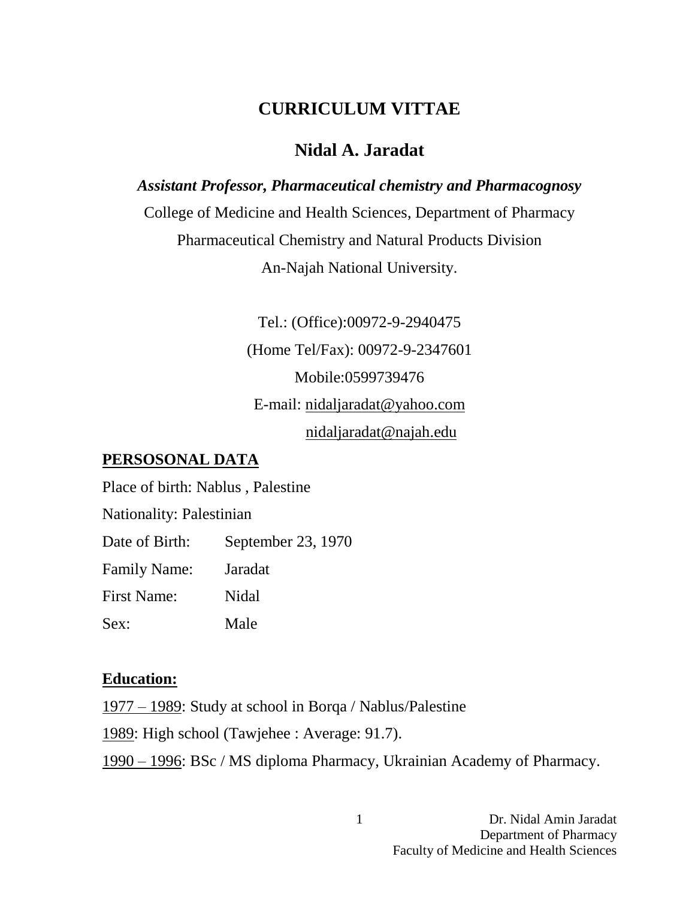# CURRICULUM VITTAE

## Nidal A. Jaradat

***Assistant Professor, Pharmaceutical chemistry and Pharmacognosy***

College of Medicine and Health Sciences, Department of Pharmacy

Pharmaceutical Chemistry and Natural Products Division

An-Najah National University.

Tel.: (Office):00972-9-2940475

(Home Tel/Fax): 00972-9-2347601

Mobile:0599739476

E-mail: nidaljaradat@yahoo.com

nidaljaradat@najah.edu

**PERSOSONAL DATA**

Place of birth: Nablus , Palestine

Nationality: Palestinian

Date of Birth: September 23, 1970

Family Name: Jaradat

First Name: Nidal

Sex: Male

**Education:**

1977 – 1989: Study at school in Borqa / Nablus/Palestine

1989: High school (Tawjehee : Average: 91.7).

1990 – 1996: BSc / MS diploma Pharmacy, Ukrainian Academy of Pharmacy.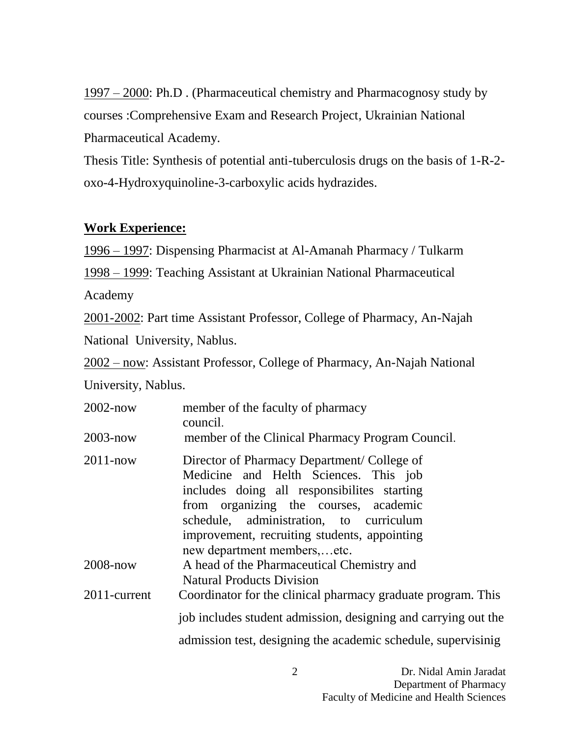1997 – 2000: Ph.D . (Pharmaceutical chemistry and Pharmacognosy study by courses :Comprehensive Exam and Research Project, Ukrainian National Pharmaceutical Academy.

Thesis Title: Synthesis of potential anti-tuberculosis drugs on the basis of 1-R-2-oxo-4-Hydroxyquinoline-3-carboxylic acids hydrazides.

**Work Experience:**

1996 – 1997: Dispensing Pharmacist at Al-Amanah Pharmacy / Tulkarm

1998 – 1999: Teaching Assistant at Ukrainian National Pharmaceutical Academy

2001-2002: Part time Assistant Professor, College of Pharmacy, An-Najah National University, Nablus.

2002 – now: Assistant Professor, College of Pharmacy, An-Najah National University, Nablus.

2002-now member of the faculty of pharmacy council.

2003-now member of the Clinical Pharmacy Program Council.

2011-now Director of Pharmacy Department/ College of Medicine and Helth Sciences. This job includes doing all responsibilites starting from organizing the courses, academic schedule, administration, to curriculum improvement, recruiting students, appointing new department members,…etc.

2008-now A head of the Pharmaceutical Chemistry and Natural Products Division

2011-current Coordinator for the clinical pharmacy graduate program. This job includes student admission, designing and carrying out the admission test, designing the academic schedule, supervisinig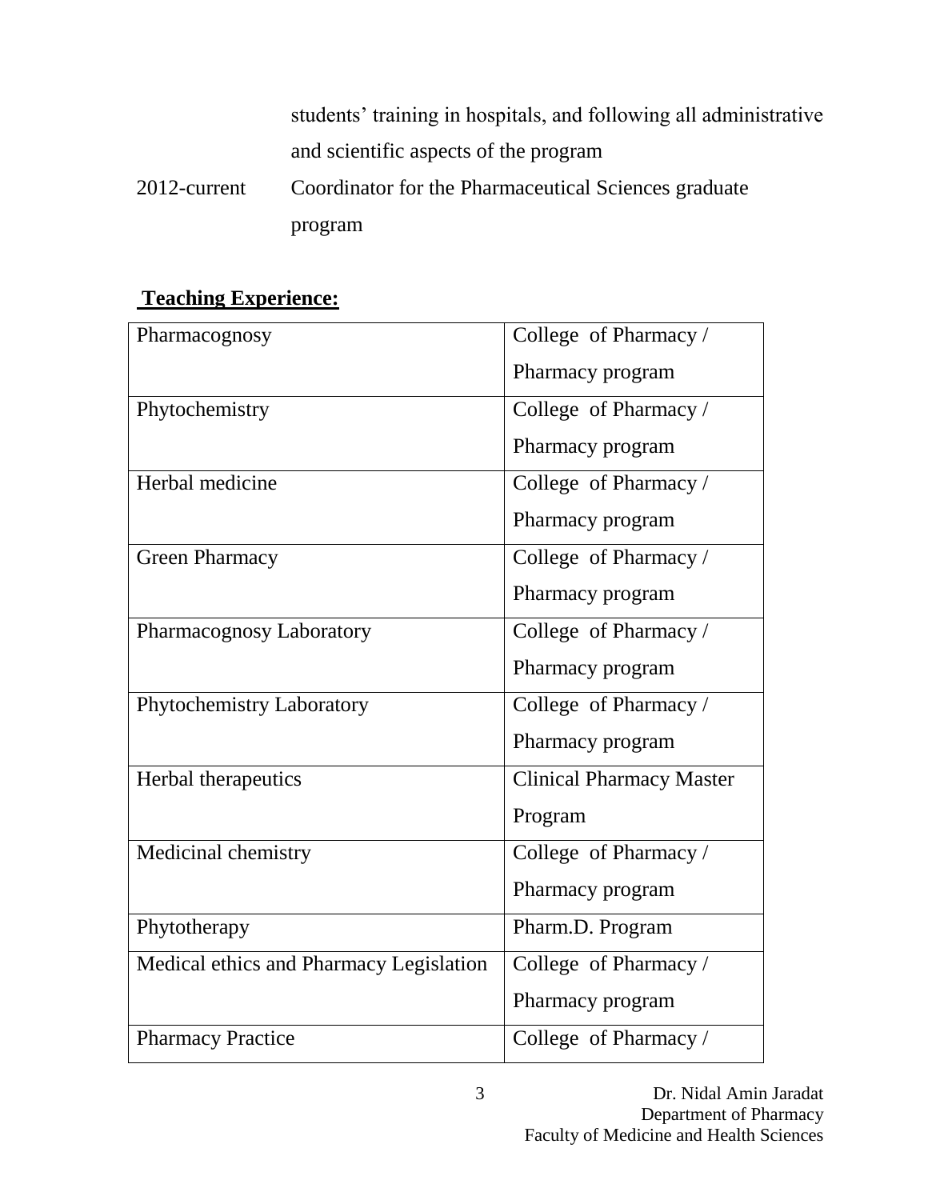students' training in hospitals, and following all administrative and scientific aspects of the program

2012-current    Coordinator for the Pharmaceutical Sciences graduate program

## Teaching Experience:

| Course | Program |
|---|---|
| Pharmacognosy | College of Pharmacy / Pharmacy program |
| Phytochemistry | College of Pharmacy / Pharmacy program |
| Herbal medicine | College of Pharmacy / Pharmacy program |
| Green Pharmacy | College of Pharmacy / Pharmacy program |
| Pharmacognosy Laboratory | College of Pharmacy / Pharmacy program |
| Phytochemistry Laboratory | College of Pharmacy / Pharmacy program |
| Herbal therapeutics | Clinical Pharmacy Master Program |
| Medicinal chemistry | College of Pharmacy / Pharmacy program |
| Phytotherapy | Pharm.D. Program |
| Medical ethics and Pharmacy Legislation | College of Pharmacy / Pharmacy program |
| Pharmacy Practice | College of Pharmacy / |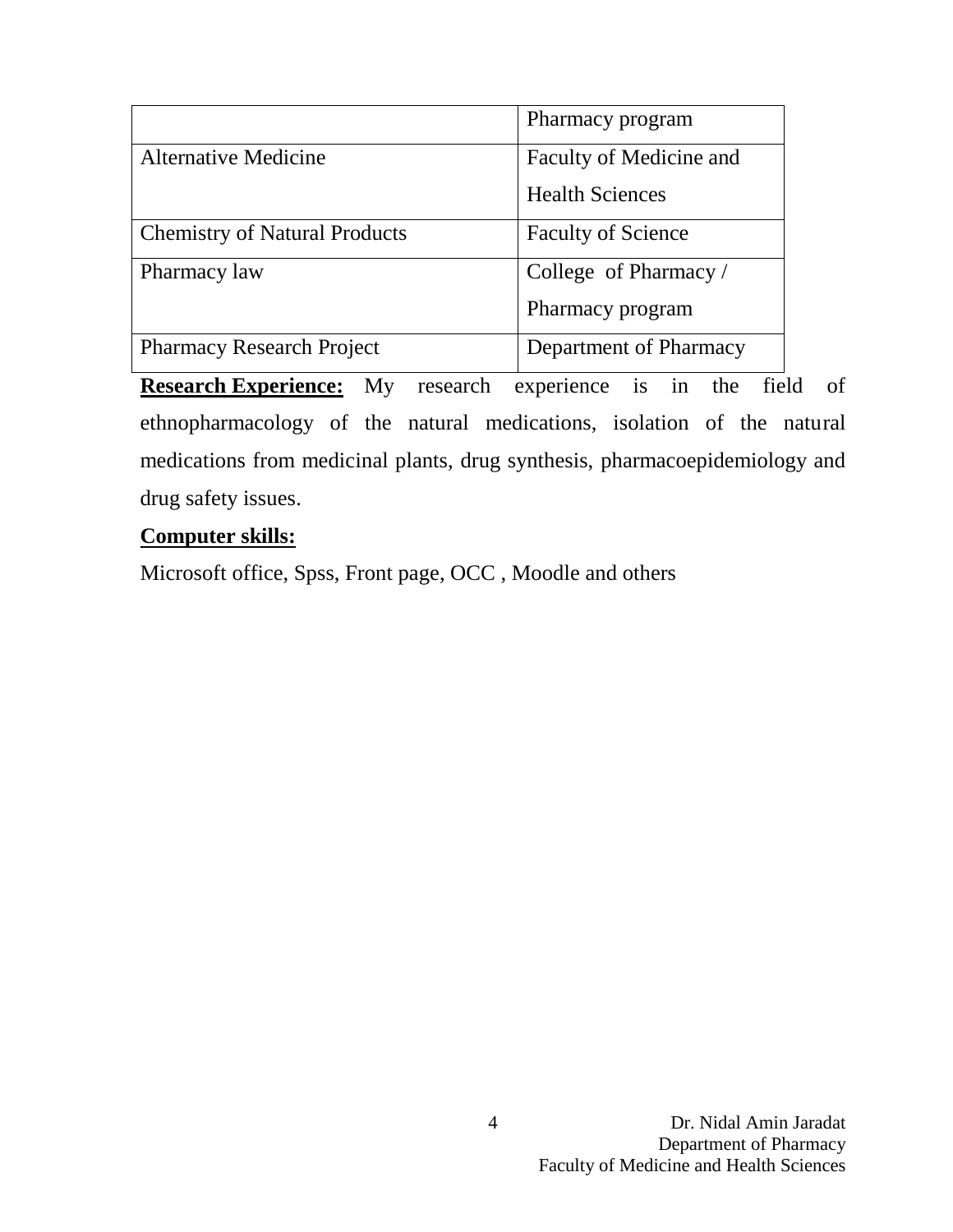| | |
|---|---|
| | Pharmacy program |
| Alternative Medicine | Faculty of Medicine and Health Sciences |
| Chemistry of Natural Products | Faculty of Science |
| Pharmacy law | College of Pharmacy / Pharmacy program |
| Pharmacy Research Project | Department of Pharmacy |

**Research Experience:** My research experience is in the field of ethnopharmacology of the natural medications, isolation of the natural medications from medicinal plants, drug synthesis, pharmacoepidemiology and drug safety issues.

**Computer skills:**

Microsoft office, Spss, Front page, OCC , Moodle and others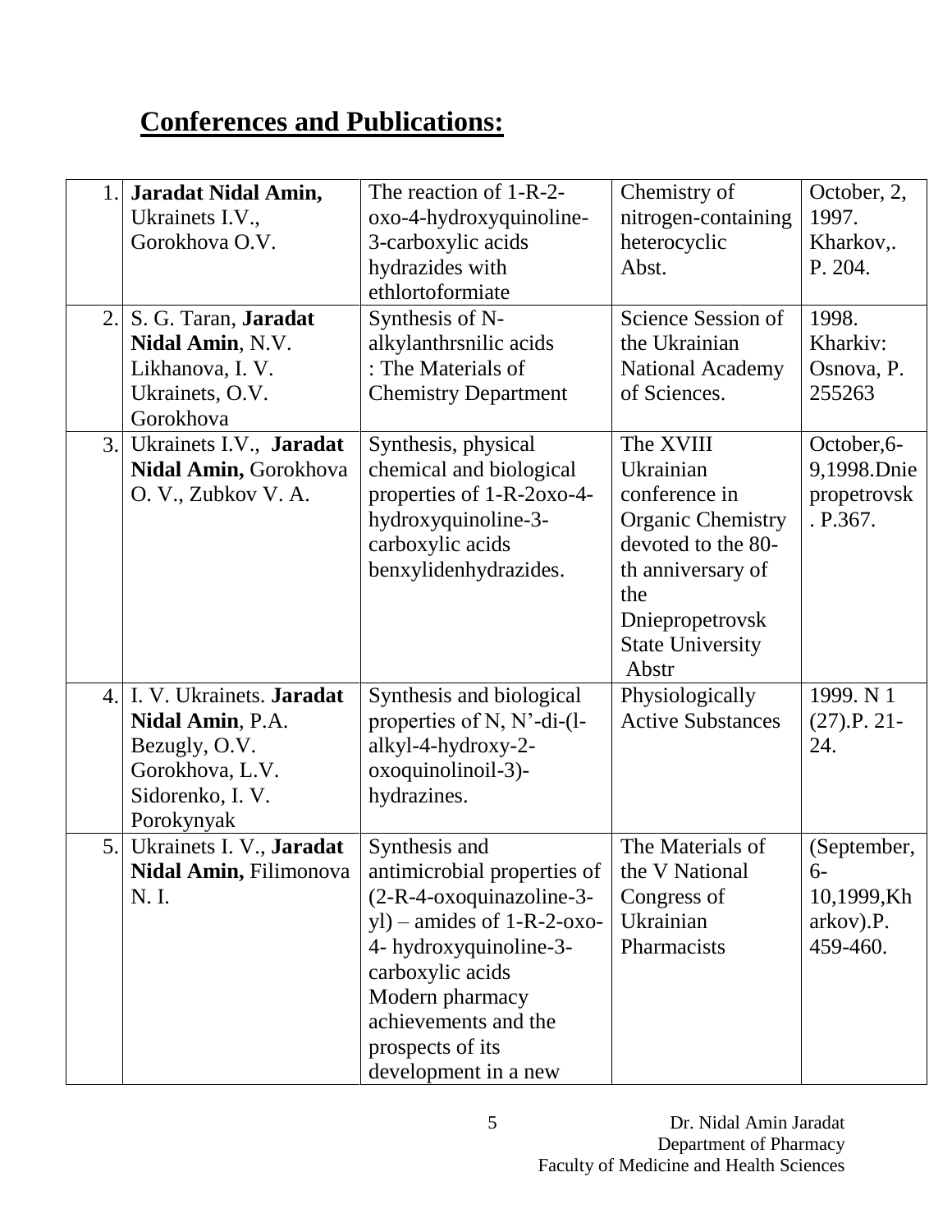## Conferences and Publications:

| | | | | |
|---|---|---|---|---|
| 1. | **Jaradat Nidal Amin,** Ukrainets I.V., Gorokhova O.V. | The reaction of 1-R-2-oxo-4-hydroxyquinoline-3-carboxylic acids hydrazides with ethlortoformiate | Chemistry of nitrogen-containing heterocyclic Abst. | October, 2, 1997. Kharkov,. P. 204. |
| 2. | S. G. Taran, **Jaradat Nidal Amin**, N.V. Likhanova, I. V. Ukrainets, O.V. Gorokhova | Synthesis of N-alkylanthrsnilic acids : The Materials of Chemistry Department | Science Session of the Ukrainian National Academy of Sciences. | 1998. Kharkiv: Osnova, P. 255263 |
| 3. | Ukrainets I.V., **Jaradat Nidal Amin,** Gorokhova O. V., Zubkov V. A. | Synthesis, physical chemical and biological properties of 1-R-2oxo-4-hydroxyquinoline-3-carboxylic acids benxylidenhydrazides. | The XVIII Ukrainian conference in Organic Chemistry devoted to the 80-th anniversary of the Dniepropetrovsk State University Abstr | October,6-9,1998.Dniepropetrovsk. P.367. |
| 4. | I. V. Ukrainets. **Jaradat Nidal Amin**, P.A. Bezugly, O.V. Gorokhova, L.V. Sidorenko, I. V. Porokynyak | Synthesis and biological properties of N, N'-di-(l-alkyl-4-hydroxy-2-oxoquinolinoil-3)-hydrazines. | Physiologically Active Substances | 1999. N 1 (27).P. 21-24. |
| 5. | Ukrainets I. V., **Jaradat Nidal Amin,** Filimonova N. I. | Synthesis and antimicrobial properties of (2-R-4-oxoquinazoline-3-yl) – amides of 1-R-2-oxo-4- hydroxyquinoline-3-carboxylic acids Modern pharmacy achievements and the prospects of its development in a new | The Materials of the V National Congress of Ukrainian Pharmacists | (September, 6-10,1999,Kharkov).P. 459-460. |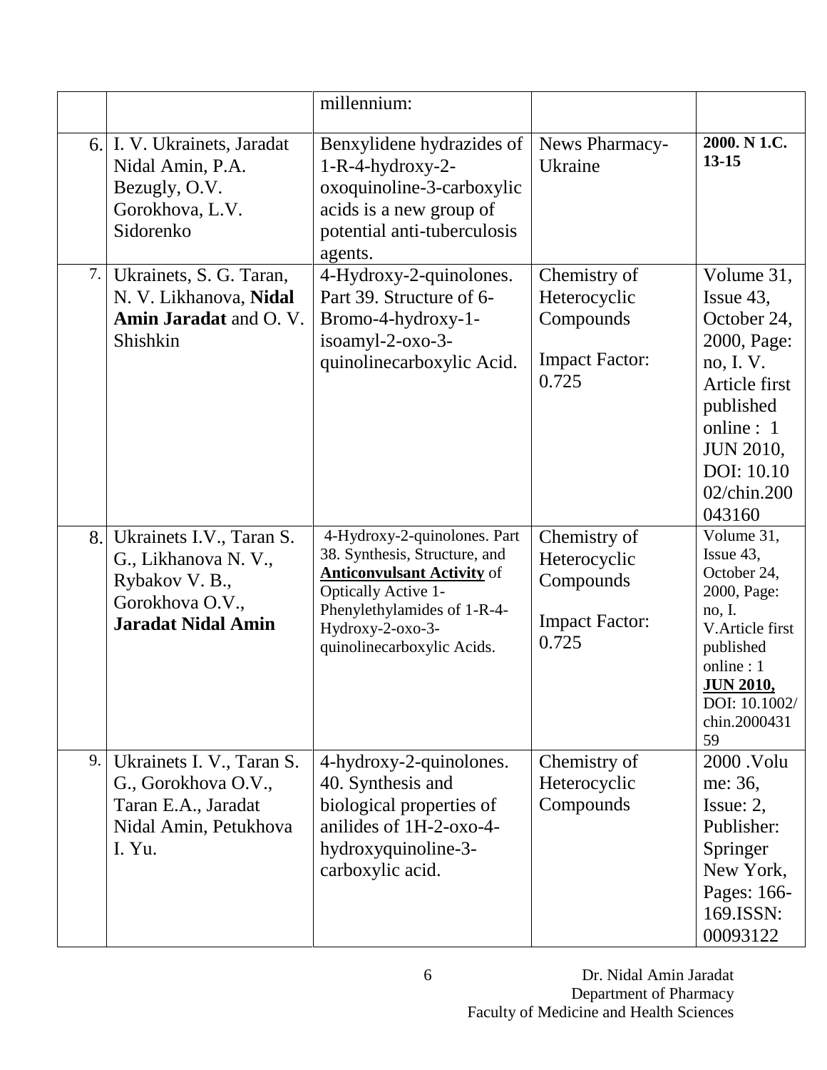| | | | | |
|---|---|---|---|---|
| | | millennium: | | |
| 6. | I. V. Ukrainets, Jaradat Nidal Amin, P.A. Bezugly, O.V. Gorokhova, L.V. Sidorenko | Benxylidene hydrazides of 1-R-4-hydroxy-2-oxoquinoline-3-carboxylic acids is a new group of potential anti-tuberculosis agents. | News Pharmacy-Ukraine | **2000. N 1.C. 13-15** |
| 7. | Ukrainets, S. G. Taran, N. V. Likhanova, **Nidal Amin Jaradat** and O. V. Shishkin | 4-Hydroxy-2-quinolones. Part 39. Structure of 6-Bromo-4-hydroxy-1-isoamyl-2-oxo-3-quinolinecarboxylic Acid. | Chemistry of Heterocyclic Compounds<br><br>Impact Factor: 0.725 | Volume 31, Issue 43, October 24, 2000, Page: no, I. V. Article first published online : 1 JUN 2010, DOI: 10.1002/chin.200043160 |
| 8. | Ukrainets I.V., Taran S. G., Likhanova N. V., Rybakov V. B., Gorokhova O.V., **Jaradat Nidal Amin** | 4-Hydroxy-2-quinolones. Part 38. Synthesis, Structure, and **Anticonvulsant Activity** of Optically Active 1-Phenylethylamides of 1-R-4-Hydroxy-2-oxo-3-quinolinecarboxylic Acids. | Chemistry of Heterocyclic Compounds<br><br>Impact Factor: 0.725 | Volume 31, Issue 43, October 24, 2000, Page: no, I. V.Article first published online : 1 **JUN 2010,** DOI: 10.1002/chin.200043159 |
| 9. | Ukrainets I. V., Taran S. G., Gorokhova O.V., Taran E.A., Jaradat Nidal Amin, Petukhova I. Yu. | 4-hydroxy-2-quinolones. 40. Synthesis and biological properties of anilides of 1H-2-oxo-4-hydroxyquinoline-3-carboxylic acid. | Chemistry of Heterocyclic Compounds | 2000 .Volume: 36, Issue: 2, Publisher: Springer New York, Pages: 166-169.ISSN: 00093122 |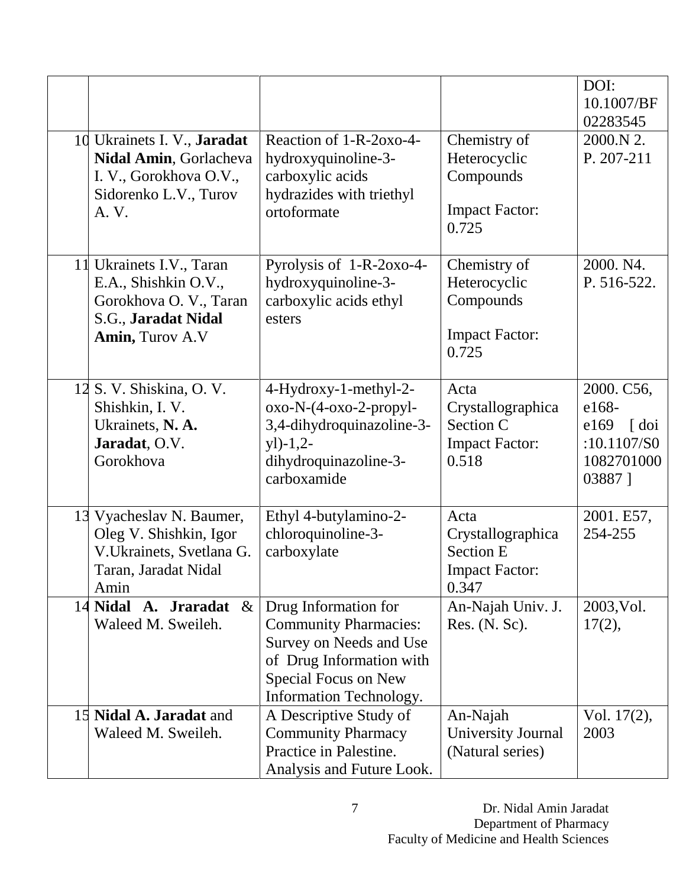| | | | | |
|---|---|---|---|---|
| | | | | DOI: 10.1007/BF 02283545 |
| 10 | Ukrainets I. V., **Jaradat Nidal Amin**, Gorlacheva I. V., Gorokhova O.V., Sidorenko L.V., Turov A. V. | Reaction of 1-R-2oxo-4-hydroxyquinoline-3-carboxylic acids hydrazides with triethyl ortoformate | Chemistry of Heterocyclic Compounds<br><br>Impact Factor: 0.725 | 2000.N 2. P. 207-211 |
| 11 | Ukrainets I.V., Taran E.A., Shishkin O.V., Gorokhova O. V., Taran S.G., **Jaradat Nidal Amin,** Turov A.V | Pyrolysis of 1-R-2oxo-4-hydroxyquinoline-3-carboxylic acids ethyl esters | Chemistry of Heterocyclic Compounds<br><br>Impact Factor: 0.725 | 2000. N4. P. 516-522. |
| 12 | S. V. Shiskina, O. V. Shishkin, I. V. Ukrainets, **N. A. Jaradat**, O.V. Gorokhova | 4-Hydroxy-1-methyl-2-oxo-N-(4-oxo-2-propyl-3,4-dihydroquinazoline-3-yl)-1,2-dihydroquinazoline-3-carboxamide | Acta Crystallographica Section C<br>Impact Factor: 0.518 | 2000. C56, e168-e169 [ doi :10.1107/S0 1082701000 03887 ] |
| 13 | Vyacheslav N. Baumer, Oleg V. Shishkin, Igor V.Ukrainets, Svetlana G. Taran, Jaradat Nidal Amin | Ethyl 4-butylamino-2-chloroquinoline-3-carboxylate | Acta Crystallographica Section E<br>Impact Factor: 0.347 | 2001. E57, 254-255 |
| 14 | **Nidal A. Jraradat** & Waleed M. Sweileh. | Drug Information for Community Pharmacies: Survey on Needs and Use of Drug Information with Special Focus on New Information Technology. | An-Najah Univ. J. Res. (N. Sc). | 2003,Vol. 17(2), |
| 15 | **Nidal A. Jaradat** and Waleed M. Sweileh. | A Descriptive Study of Community Pharmacy Practice in Palestine. Analysis and Future Look. | An-Najah University Journal (Natural series) | Vol. 17(2), 2003 |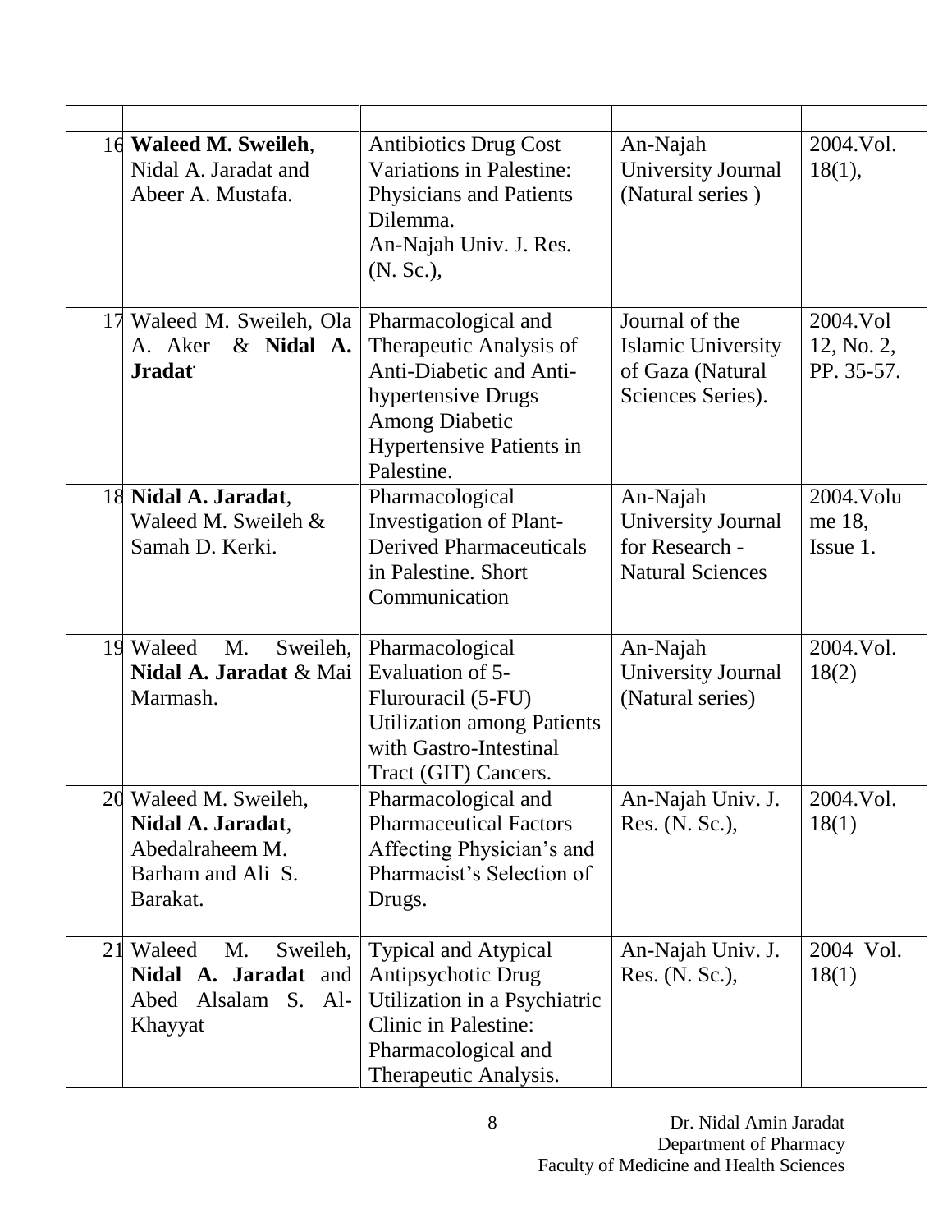| | | | | |
|---|---|---|---|---|
| 16 | **Waleed M. Sweileh**, Nidal A. Jaradat and Abeer A. Mustafa. | Antibiotics Drug Cost Variations in Palestine: Physicians and Patients Dilemma. An-Najah Univ. J. Res. (N. Sc.), | An-Najah University Journal (Natural series ) | 2004.Vol. 18(1), |
| 17 | Waleed M. Sweileh, Ola A. Aker & **Nidal A. Jradat** | Pharmacological and Therapeutic Analysis of Anti-Diabetic and Anti-hypertensive Drugs Among Diabetic Hypertensive Patients in Palestine. | Journal of the Islamic University of Gaza (Natural Sciences Series). | 2004.Vol 12, No. 2, PP. 35-57. |
| 18 | **Nidal A. Jaradat**, Waleed M. Sweileh & Samah D. Kerki. | Pharmacological Investigation of Plant-Derived Pharmaceuticals in Palestine. Short Communication | An-Najah University Journal for Research - Natural Sciences | 2004.Volume 18, Issue 1. |
| 19 | Waleed M. Sweileh, **Nidal A. Jaradat** & Mai Marmash. | Pharmacological Evaluation of 5-Flurouracil (5-FU) Utilization among Patients with Gastro-Intestinal Tract (GIT) Cancers. | An-Najah University Journal (Natural series) | 2004.Vol. 18(2) |
| 20 | Waleed M. Sweileh, **Nidal A. Jaradat**, Abedalraheem M. Barham and Ali S. Barakat. | Pharmacological and Pharmaceutical Factors Affecting Physician's and Pharmacist's Selection of Drugs. | An-Najah Univ. J. Res. (N. Sc.), | 2004.Vol. 18(1) |
| 21 | Waleed M. Sweileh, **Nidal A. Jaradat** and Abed Alsalam S. Al-Khayyat | Typical and Atypical Antipsychotic Drug Utilization in a Psychiatric Clinic in Palestine: Pharmacological and Therapeutic Analysis. | An-Najah Univ. J. Res. (N. Sc.), | 2004 Vol. 18(1) |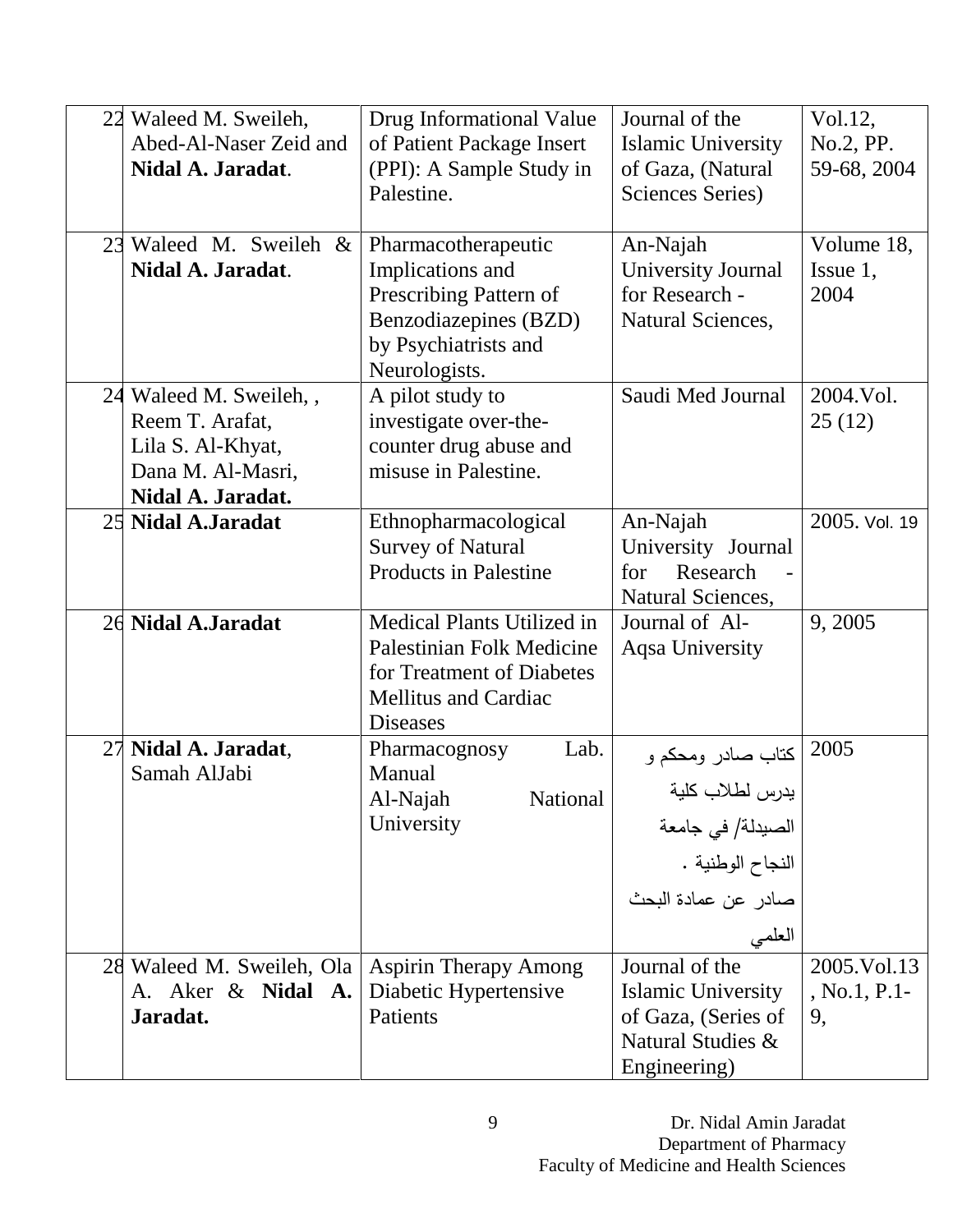| | | | | |
|---|---|---|---|---|
| 22 | Waleed M. Sweileh, Abed-Al-Naser Zeid and **Nidal A. Jaradat**. | Drug Informational Value of Patient Package Insert (PPI): A Sample Study in Palestine. | Journal of the Islamic University of Gaza, (Natural Sciences Series) | Vol.12, No.2, PP. 59-68, 2004 |
| 23 | Waleed M. Sweileh & **Nidal A. Jaradat**. | Pharmacotherapeutic Implications and Prescribing Pattern of Benzodiazepines (BZD) by Psychiatrists and Neurologists. | An-Najah University Journal for Research - Natural Sciences, | Volume 18, Issue 1, 2004 |
| 24 | Waleed M. Sweileh, , Reem T. Arafat, Lila S. Al-Khyat, Dana M. Al-Masri, **Nidal A. Jaradat.** | A pilot study to investigate over-the-counter drug abuse and misuse in Palestine. | Saudi Med Journal | 2004.Vol. 25 (12) |
| 25 | **Nidal A.Jaradat** | Ethnopharmacological Survey of Natural Products in Palestine | An-Najah University Journal for Research - Natural Sciences, | 2005. Vol. 19 |
| 26 | **Nidal A.Jaradat** | Medical Plants Utilized in Palestinian Folk Medicine for Treatment of Diabetes Mellitus and Cardiac Diseases | Journal of Al-Aqsa University | 9, 2005 |
| 27 | **Nidal A. Jaradat**, Samah AlJabi | Pharmacognosy Lab. Manual Al-Najah National University | كتاب صادر ومحكم و يدرس لطلاب كلية الصيدلة/ في جامعة النجاح الوطنية . صادر عن عمادة البحث العلمي | 2005 |
| 28 | Waleed M. Sweileh, Ola A. Aker & **Nidal A. Jaradat.** | Aspirin Therapy Among Diabetic Hypertensive Patients | Journal of the Islamic University of Gaza, (Series of Natural Studies & Engineering) | 2005.Vol.13, No.1, P.1-9, |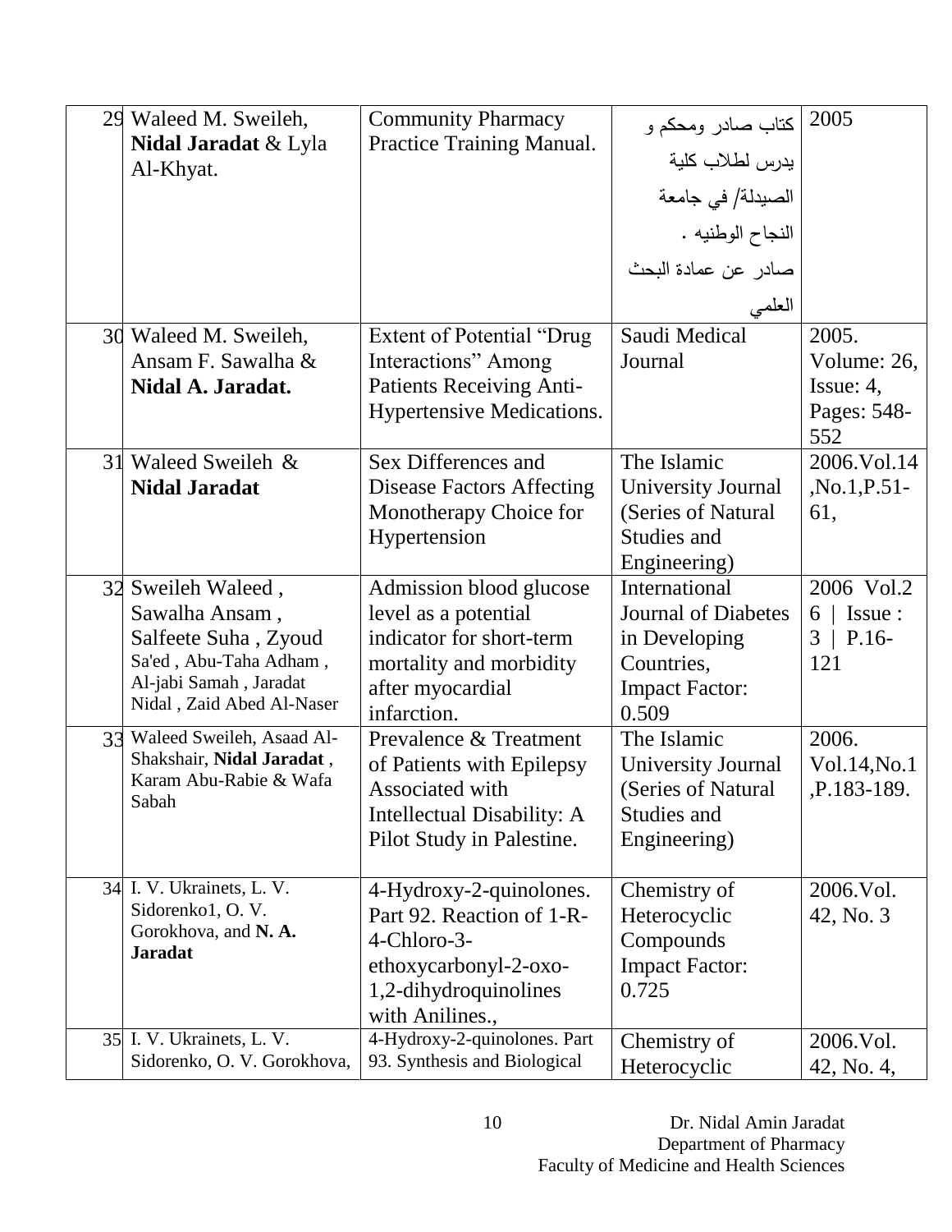| 29 | Waleed M. Sweileh, **Nidal Jaradat** & Lyla Al-Khyat. | Community Pharmacy Practice Training Manual. | كتاب صادر ومحكم و يدرس لطلاب كلية الصيدلة/ في جامعة النجاح الوطنيه . صادر عن عمادة البحث العلمي | 2005 |
|---|---|---|---|---|
| 30 | Waleed M. Sweileh, Ansam F. Sawalha & **Nidal A. Jaradat.** | Extent of Potential "Drug Interactions" Among Patients Receiving Anti-Hypertensive Medications. | Saudi Medical Journal | 2005. Volume: 26, Issue: 4, Pages: 548-552 |
| 31 | Waleed Sweileh & **Nidal Jaradat** | Sex Differences and Disease Factors Affecting Monotherapy Choice for Hypertension | The Islamic University Journal (Series of Natural Studies and Engineering) | 2006.Vol.14 ,No.1,P.51-61, |
| 32 | Sweileh Waleed , Sawalha Ansam , Salfeete Suha , Zyoud Sa'ed , Abu-Taha Adham , Al-jabi Samah , Jaradat Nidal , Zaid Abed Al-Naser | Admission blood glucose level as a potential indicator for short-term mortality and morbidity after myocardial infarction. | International Journal of Diabetes in Developing Countries, Impact Factor: 0.509 | 2006 Vol.26 \| Issue : 3 \| P.16-121 |
| 33 | Waleed Sweileh, Asaad Al-Shakshair, **Nidal Jaradat** , Karam Abu-Rabie & Wafa Sabah | Prevalence & Treatment of Patients with Epilepsy Associated with Intellectual Disability: A Pilot Study in Palestine. | The Islamic University Journal (Series of Natural Studies and Engineering) | 2006. Vol.14,No.1 ,P.183-189. |
| 34 | I. V. Ukrainets, L. V. Sidorenko1, O. V. Gorokhova, and **N. A. Jaradat** | 4-Hydroxy-2-quinolones. Part 92. Reaction of 1-R-4-Chloro-3-ethoxycarbonyl-2-oxo-1,2-dihydroquinolines with Anilines., | Chemistry of Heterocyclic Compounds Impact Factor: 0.725 | 2006.Vol. 42, No. 3 |
| 35 | I. V. Ukrainets, L. V. Sidorenko, O. V. Gorokhova, | 4-Hydroxy-2-quinolones. Part 93. Synthesis and Biological | Chemistry of Heterocyclic | 2006.Vol. 42, No. 4, |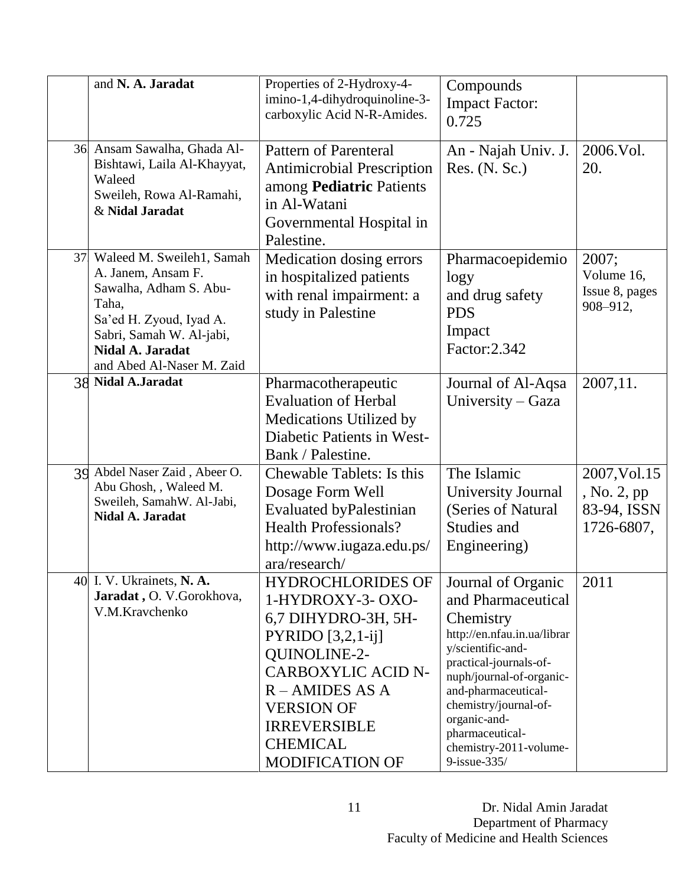| | | | | |
|---|---|---|---|---|
| | and **N. A. Jaradat** | Properties of 2-Hydroxy-4-imino-1,4-dihydroquinoline-3-carboxylic Acid N-R-Amides. | Compounds Impact Factor: 0.725 | |
| 36 | Ansam Sawalha, Ghada Al-Bishtawi, Laila Al-Khayyat, Waleed Sweileh, Rowa Al-Ramahi, & **Nidal Jaradat** | Pattern of Parenteral Antimicrobial Prescription among **Pediatric** Patients in Al-Watani Governmental Hospital in Palestine. | An - Najah Univ. J. Res. (N. Sc.) | 2006.Vol. 20. |
| 37 | Waleed M. Sweileh1, Samah A. Janem, Ansam F. Sawalha, Adham S. Abu-Taha, Sa'ed H. Zyoud, Iyad A. Sabri, Samah W. Al-jabi, **Nidal A. Jaradat** and Abed Al-Naser M. Zaid | Medication dosing errors in hospitalized patients with renal impairment: a study in Palestine | Pharmacoepidemiology and drug safety PDS Impact Factor:2.342 | 2007; Volume 16, Issue 8, pages 908–912, |
| 38 | **Nidal A.Jaradat** | Pharmacotherapeutic Evaluation of Herbal Medications Utilized by Diabetic Patients in West-Bank / Palestine. | Journal of Al-Aqsa University – Gaza | 2007,11. |
| 39 | Abdel Naser Zaid , Abeer O. Abu Ghosh, , Waleed M. Sweileh, SamahW. Al-Jabi, **Nidal A. Jaradat** | Chewable Tablets: Is this Dosage Form Well Evaluated byPalestinian Health Professionals? http://www.iugaza.edu.ps/ara/research/ | The Islamic University Journal (Series of Natural Studies and Engineering) | 2007,Vol.15 , No. 2, pp 83-94, ISSN 1726-6807, |
| 40 | I. V. Ukrainets, **N. A. Jaradat ,** O. V.Gorokhova, V.M.Kravchenko | HYDROCHLORIDES OF 1-HYDROXY-3- OXO-6,7 DIHYDRO-3H, 5H-PYRIDO [3,2,1-ij] QUINOLINE-2-CARBOXYLIC ACID N-R – AMIDES AS A VERSION OF IRREVERSIBLE CHEMICAL MODIFICATION OF | Journal of Organic and Pharmaceutical Chemistry http://en.nfau.in.ua/library/scientific-and-practical-journals-of-nuph/journal-of-organic-and-pharmaceutical-chemistry/journal-of-organic-and-pharmaceutical-chemistry-2011-volume-9-issue-335/ | 2011 |

Dr. Nidal Amin Jaradat
Department of Pharmacy
Faculty of Medicine and Health Sciences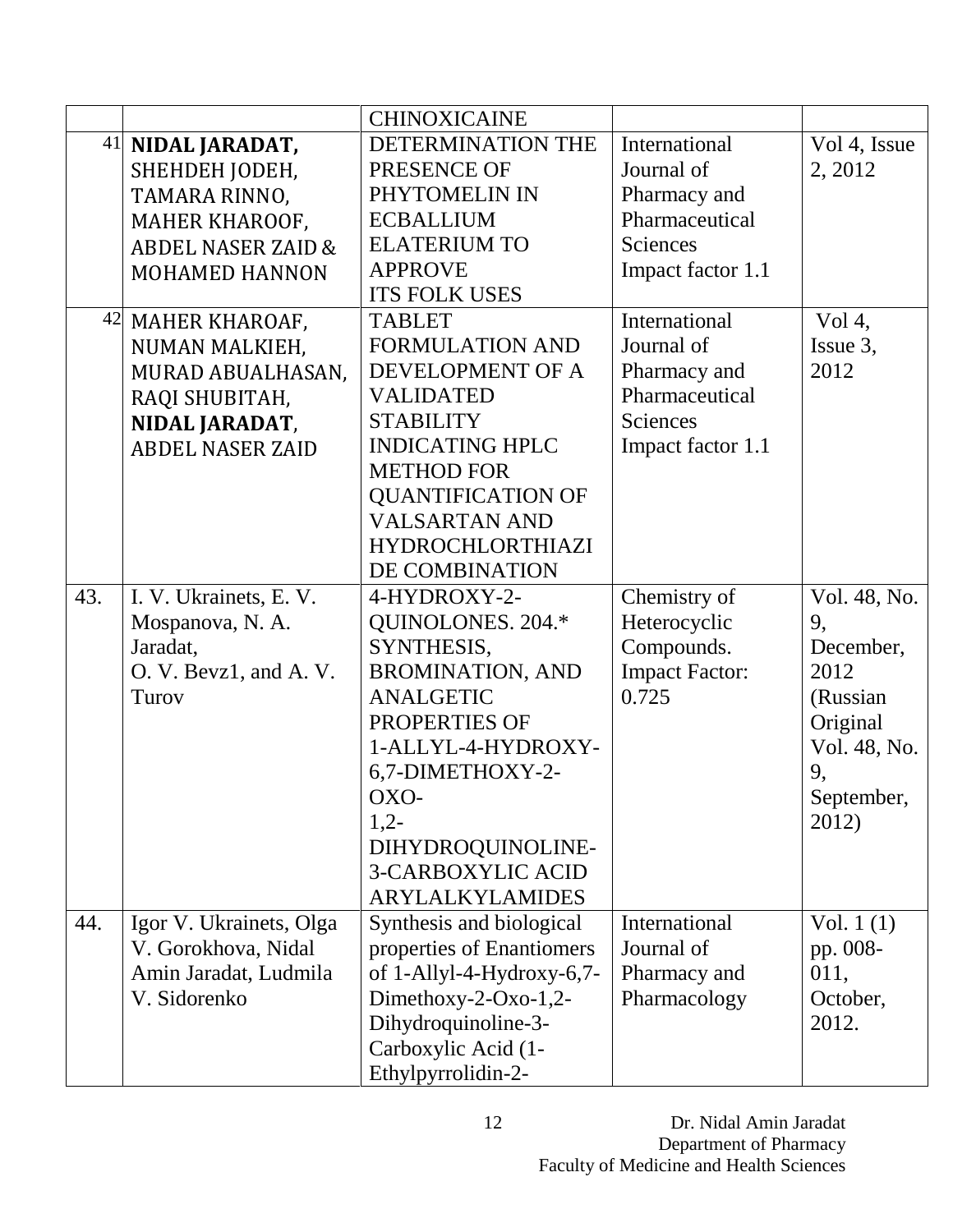| | | CHINOXICAINE | | |
|---|---|---|---|---|
| 41 | **NIDAL JARADAT**, SHEHDEH JODEH, TAMARA RINNO, MAHER KHAROOF, ABDEL NASER ZAID & MOHAMED HANNON | DETERMINATION THE PRESENCE OF PHYTOMELIN IN ECBALLIUM ELATERIUM TO APPROVE ITS FOLK USES | International Journal of Pharmacy and Pharmaceutical Sciences Impact factor 1.1 | Vol 4, Issue 2, 2012 |
| 42 | MAHER KHAROAF, NUMAN MALKIEH, MURAD ABUALHASAN, RAQI SHUBITAH, **NIDAL JARADAT**, ABDEL NASER ZAID | TABLET FORMULATION AND DEVELOPMENT OF A VALIDATED STABILITY INDICATING HPLC METHOD FOR QUANTIFICATION OF VALSARTAN AND HYDROCHLORTHIAZIDE COMBINATION | International Journal of Pharmacy and Pharmaceutical Sciences Impact factor 1.1 | Vol 4, Issue 3, 2012 |
| 43. | I. V. Ukrainets, E. V. Mospanova, N. A. Jaradat, O. V. Bevz1, and A. V. Turov | 4-HYDROXY-2-QUINOLONES. 204.* SYNTHESIS, BROMINATION, AND ANALGETIC PROPERTIES OF 1-ALLYL-4-HYDROXY-6,7-DIMETHOXY-2-OXO-1,2-DIHYDROQUINOLINE-3-CARBOXYLIC ACID ARYLALKYLAMIDES | Chemistry of Heterocyclic Compounds. Impact Factor: 0.725 | Vol. 48, No. 9, December, 2012 (Russian Original Vol. 48, No. 9, September, 2012) |
| 44. | Igor V. Ukrainets, Olga V. Gorokhova, Nidal Amin Jaradat, Ludmila V. Sidorenko | Synthesis and biological properties of Enantiomers of 1-Allyl-4-Hydroxy-6,7-Dimethoxy-2-Oxo-1,2-Dihydroquinoline-3-Carboxylic Acid (1-Ethylpyrrolidin-2- | International Journal of Pharmacy and Pharmacology | Vol. 1 (1) pp. 008-011, October, 2012. |

Dr. Nidal Amin Jaradat
Department of Pharmacy
Faculty of Medicine and Health Sciences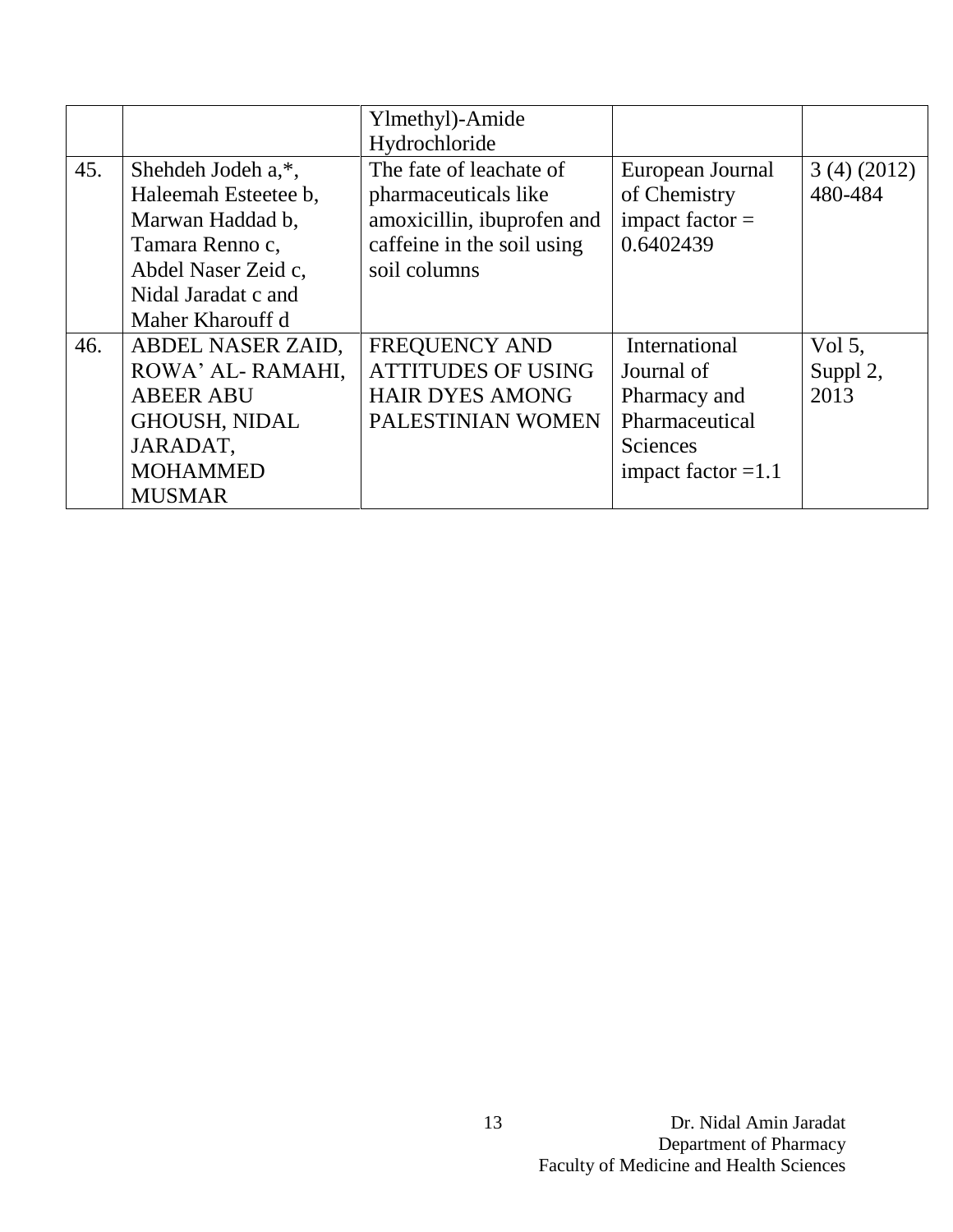| | | | | |
|---|---|---|---|---|
| | | Ylmethyl)-Amide Hydrochloride | | |
| 45. | Shehdeh Jodeh a,*, Haleemah Esteetee b, Marwan Haddad b, Tamara Renno c, Abdel Naser Zeid c, Nidal Jaradat c and Maher Kharouff d | The fate of leachate of pharmaceuticals like amoxicillin, ibuprofen and caffeine in the soil using soil columns | European Journal of Chemistry impact factor = 0.6402439 | 3 (4) (2012) 480-484 |
| 46. | ABDEL NASER ZAID, ROWA' AL- RAMAHI, ABEER ABU GHOUSH, NIDAL JARADAT, MOHAMMED MUSMAR | FREQUENCY AND ATTITUDES OF USING HAIR DYES AMONG PALESTINIAN WOMEN | International Journal of Pharmacy and Pharmaceutical Sciences impact factor =1.1 | Vol 5, Suppl 2, 2013 |